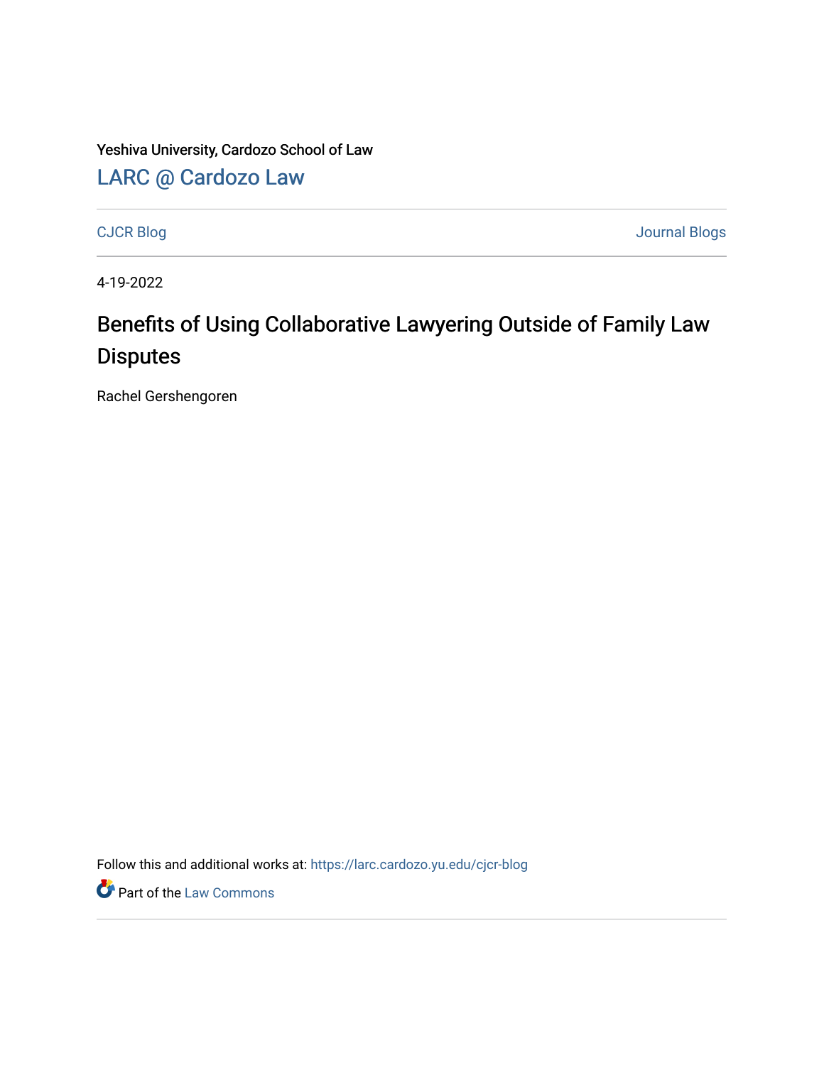Yeshiva University, Cardozo School of Law

## LARC @ Cardozo Law

CJCR Blog | Journal Blogs

4-19-2022

# Benefits of Using Collaborative Lawyering Outside of Family Law Disputes

Rachel Gershengoren

Follow this and additional works at: https://larc.cardozo.yu.edu/cjcr-blog

Part of the Law Commons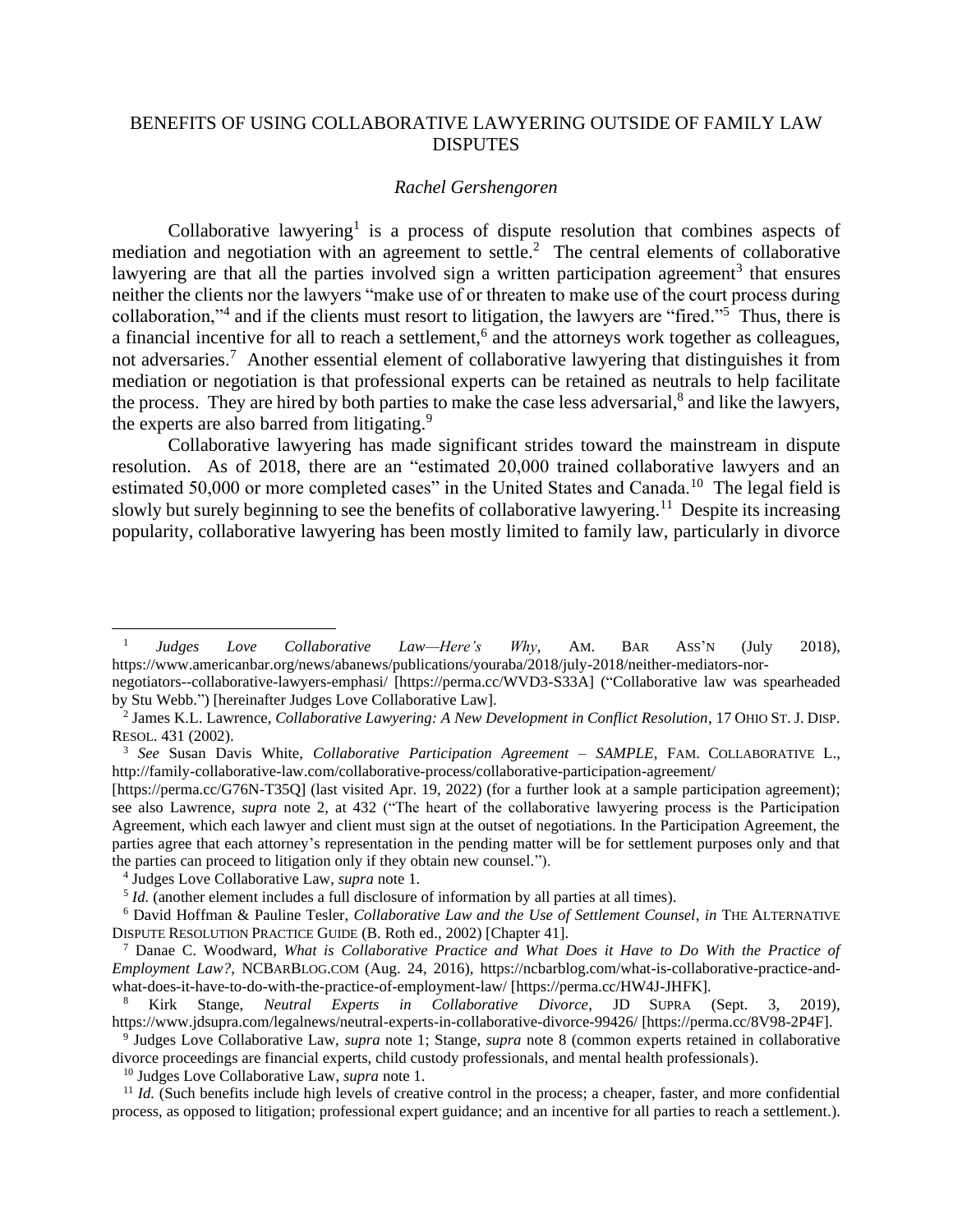# BENEFITS OF USING COLLABORATIVE LAWYERING OUTSIDE OF FAMILY LAW DISPUTES

*Rachel Gershengoren*

Collaborative lawyering[1] is a process of dispute resolution that combines aspects of mediation and negotiation with an agreement to settle.[2] The central elements of collaborative lawyering are that all the parties involved sign a written participation agreement[3] that ensures neither the clients nor the lawyers "make use of or threaten to make use of the court process during collaboration,"[4] and if the clients must resort to litigation, the lawyers are "fired."[5] Thus, there is a financial incentive for all to reach a settlement,[6] and the attorneys work together as colleagues, not adversaries.[7] Another essential element of collaborative lawyering that distinguishes it from mediation or negotiation is that professional experts can be retained as neutrals to help facilitate the process. They are hired by both parties to make the case less adversarial,[8] and like the lawyers, the experts are also barred from litigating.[9]

Collaborative lawyering has made significant strides toward the mainstream in dispute resolution. As of 2018, there are an "estimated 20,000 trained collaborative lawyers and an estimated 50,000 or more completed cases" in the United States and Canada.[10] The legal field is slowly but surely beginning to see the benefits of collaborative lawyering.[11] Despite its increasing popularity, collaborative lawyering has been mostly limited to family law, particularly in divorce

---

[1] *Judges Love Collaborative Law—Here's Why*, AM. BAR ASS'N (July 2018), https://www.americanbar.org/news/abanews/publications/youraba/2018/july-2018/neither-mediators-nor-negotiators--collaborative-lawyers-emphasi/ [https://perma.cc/WVD3-S33A] ("Collaborative law was spearheaded by Stu Webb.") [hereinafter Judges Love Collaborative Law].

[2] James K.L. Lawrence, *Collaborative Lawyering: A New Development in Conflict Resolution*, 17 OHIO ST. J. DISP. RESOL. 431 (2002).

[3] *See* Susan Davis White, *Collaborative Participation Agreement – SAMPLE*, FAM. COLLABORATIVE L., http://family-collaborative-law.com/collaborative-process/collaborative-participation-agreement/ [https://perma.cc/G76N-T35Q] (last visited Apr. 19, 2022) (for a further look at a sample participation agreement); see also Lawrence, *supra* note 2, at 432 ("The heart of the collaborative lawyering process is the Participation Agreement, which each lawyer and client must sign at the outset of negotiations. In the Participation Agreement, the parties agree that each attorney's representation in the pending matter will be for settlement purposes only and that the parties can proceed to litigation only if they obtain new counsel.").

[4] Judges Love Collaborative Law, *supra* note 1.

[5] *Id.* (another element includes a full disclosure of information by all parties at all times).

[6] David Hoffman & Pauline Tesler, *Collaborative Law and the Use of Settlement Counsel*, *in* THE ALTERNATIVE DISPUTE RESOLUTION PRACTICE GUIDE (B. Roth ed., 2002) [Chapter 41].

[7] Danae C. Woodward, *What is Collaborative Practice and What Does it Have to Do With the Practice of Employment Law?*, NCBARBLOG.COM (Aug. 24, 2016), https://ncbarblog.com/what-is-collaborative-practice-and-what-does-it-have-to-do-with-the-practice-of-employment-law/ [https://perma.cc/HW4J-JHFK].

[8] Kirk Stange, *Neutral Experts in Collaborative Divorce*, JD SUPRA (Sept. 3, 2019), https://www.jdsupra.com/legalnews/neutral-experts-in-collaborative-divorce-99426/ [https://perma.cc/8V98-2P4F].

[9] Judges Love Collaborative Law, *supra* note 1; Stange, *supra* note 8 (common experts retained in collaborative divorce proceedings are financial experts, child custody professionals, and mental health professionals).

[10] Judges Love Collaborative Law, *supra* note 1.

[11] *Id.* (Such benefits include high levels of creative control in the process; a cheaper, faster, and more confidential process, as opposed to litigation; professional expert guidance; and an incentive for all parties to reach a settlement.).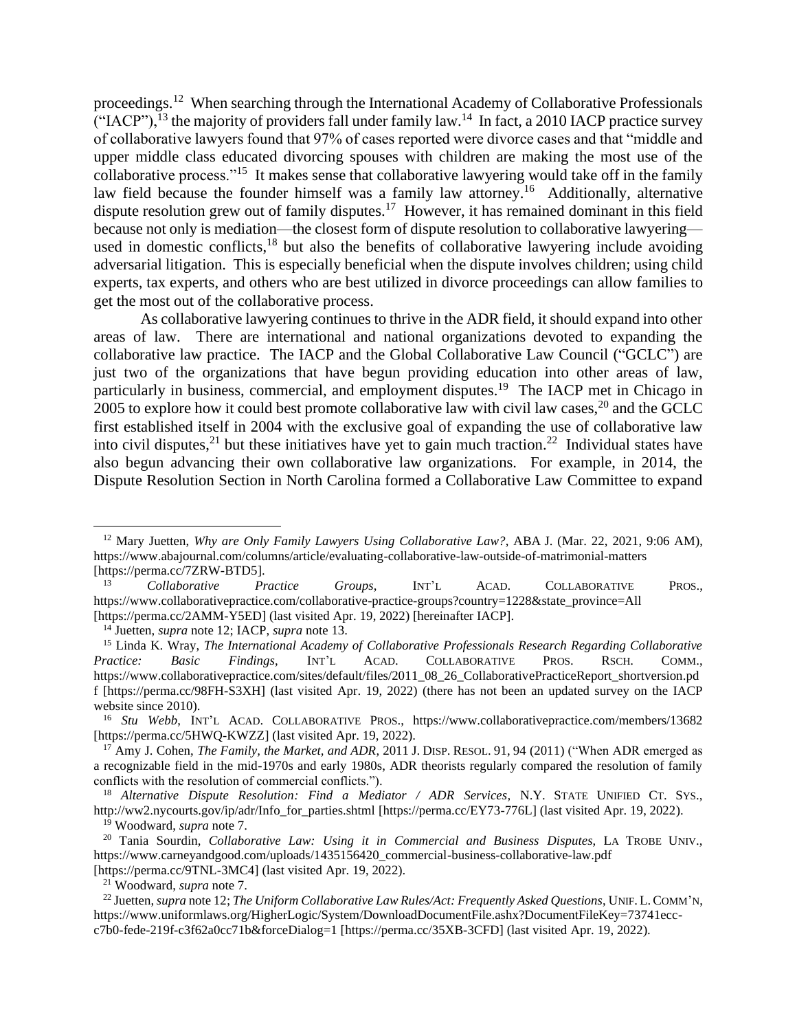proceedings.[12] When searching through the International Academy of Collaborative Professionals ("IACP"),[13] the majority of providers fall under family law.[14] In fact, a 2010 IACP practice survey of collaborative lawyers found that 97% of cases reported were divorce cases and that "middle and upper middle class educated divorcing spouses with children are making the most use of the collaborative process."[15] It makes sense that collaborative lawyering would take off in the family law field because the founder himself was a family law attorney.[16] Additionally, alternative dispute resolution grew out of family disputes.[17] However, it has remained dominant in this field because not only is mediation—the closest form of dispute resolution to collaborative lawyering—used in domestic conflicts,[18] but also the benefits of collaborative lawyering include avoiding adversarial litigation. This is especially beneficial when the dispute involves children; using child experts, tax experts, and others who are best utilized in divorce proceedings can allow families to get the most out of the collaborative process.

As collaborative lawyering continues to thrive in the ADR field, it should expand into other areas of law. There are international and national organizations devoted to expanding the collaborative law practice. The IACP and the Global Collaborative Law Council ("GCLC") are just two of the organizations that have begun providing education into other areas of law, particularly in business, commercial, and employment disputes.[19] The IACP met in Chicago in 2005 to explore how it could best promote collaborative law with civil law cases,[20] and the GCLC first established itself in 2004 with the exclusive goal of expanding the use of collaborative law into civil disputes,[21] but these initiatives have yet to gain much traction.[22] Individual states have also begun advancing their own collaborative law organizations. For example, in 2014, the Dispute Resolution Section in North Carolina formed a Collaborative Law Committee to expand

---

[12] Mary Juetten, *Why are Only Family Lawyers Using Collaborative Law?*, ABA J. (Mar. 22, 2021, 9:06 AM), https://www.abajournal.com/columns/article/evaluating-collaborative-law-outside-of-matrimonial-matters [https://perma.cc/7ZRW-BTD5].

[13] *Collaborative Practice Groups*, INT'L ACAD. COLLABORATIVE PROS., https://www.collaborativepractice.com/collaborative-practice-groups?country=1228&state_province=All [https://perma.cc/2AMM-Y5ED] (last visited Apr. 19, 2022) [hereinafter IACP].

[14] Juetten, *supra* note 12; IACP, *supra* note 13.

[15] Linda K. Wray, *The International Academy of Collaborative Professionals Research Regarding Collaborative Practice: Basic Findings*, INT'L ACAD. COLLABORATIVE PROS. RSCH. COMM., https://www.collaborativepractice.com/sites/default/files/2011_08_26_CollaborativePracticeReport_shortversion.pdf [https://perma.cc/98FH-S3XH] (last visited Apr. 19, 2022) (there has not been an updated survey on the IACP website since 2010).

[16] *Stu Webb*, INT'L ACAD. COLLABORATIVE PROS., https://www.collaborativepractice.com/members/13682 [https://perma.cc/5HWQ-KWZZ] (last visited Apr. 19, 2022).

[17] Amy J. Cohen, *The Family, the Market, and ADR*, 2011 J. DISP. RESOL. 91, 94 (2011) ("When ADR emerged as a recognizable field in the mid-1970s and early 1980s, ADR theorists regularly compared the resolution of family conflicts with the resolution of commercial conflicts.").

[18] *Alternative Dispute Resolution: Find a Mediator / ADR Services*, N.Y. STATE UNIFIED CT. SYS., http://ww2.nycourts.gov/ip/adr/Info_for_parties.shtml [https://perma.cc/EY73-776L] (last visited Apr. 19, 2022).

[19] Woodward, *supra* note 7.

[20] Tania Sourdin, *Collaborative Law: Using it in Commercial and Business Disputes*, LA TROBE UNIV., https://www.carneyandgood.com/uploads/1435156420_commercial-business-collaborative-law.pdf [https://perma.cc/9TNL-3MC4] (last visited Apr. 19, 2022).

[21] Woodward, *supra* note 7.

[22] Juetten, *supra* note 12; *The Uniform Collaborative Law Rules/Act: Frequently Asked Questions*, UNIF. L. COMM'N, https://www.uniformlaws.org/HigherLogic/System/DownloadDocumentFile.ashx?DocumentFileKey=73741ecc-c7b0-fede-219f-c3f62a0cc71b&forceDialog=1 [https://perma.cc/35XB-3CFD] (last visited Apr. 19, 2022).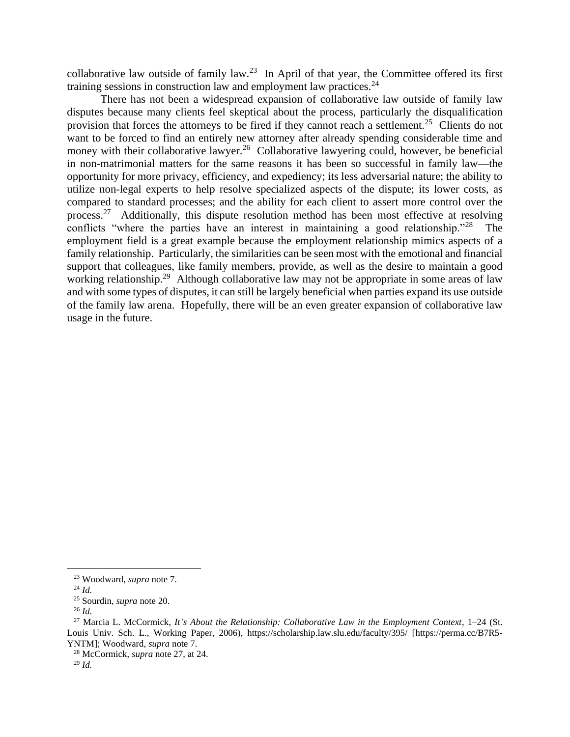collaborative law outside of family law.[23] In April of that year, the Committee offered its first training sessions in construction law and employment law practices.[24]

There has not been a widespread expansion of collaborative law outside of family law disputes because many clients feel skeptical about the process, particularly the disqualification provision that forces the attorneys to be fired if they cannot reach a settlement.[25] Clients do not want to be forced to find an entirely new attorney after already spending considerable time and money with their collaborative lawyer.[26] Collaborative lawyering could, however, be beneficial in non-matrimonial matters for the same reasons it has been so successful in family law—the opportunity for more privacy, efficiency, and expediency; its less adversarial nature; the ability to utilize non-legal experts to help resolve specialized aspects of the dispute; its lower costs, as compared to standard processes; and the ability for each client to assert more control over the process.[27] Additionally, this dispute resolution method has been most effective at resolving conflicts "where the parties have an interest in maintaining a good relationship."[28] The employment field is a great example because the employment relationship mimics aspects of a family relationship. Particularly, the similarities can be seen most with the emotional and financial support that colleagues, like family members, provide, as well as the desire to maintain a good working relationship.[29] Although collaborative law may not be appropriate in some areas of law and with some types of disputes, it can still be largely beneficial when parties expand its use outside of the family law arena. Hopefully, there will be an even greater expansion of collaborative law usage in the future.

---

[23] Woodward, *supra* note 7.

[24] *Id.*

[25] Sourdin, *supra* note 20.

[26] *Id.*

[27] Marcia L. McCormick, *It's About the Relationship: Collaborative Law in the Employment Context*, 1–24 (St. Louis Univ. Sch. L., Working Paper, 2006), https://scholarship.law.slu.edu/faculty/395/ [https://perma.cc/B7R5-YNTM]; Woodward, *supra* note 7.

[28] McCormick, *supra* note 27, at 24.

[29] *Id.*